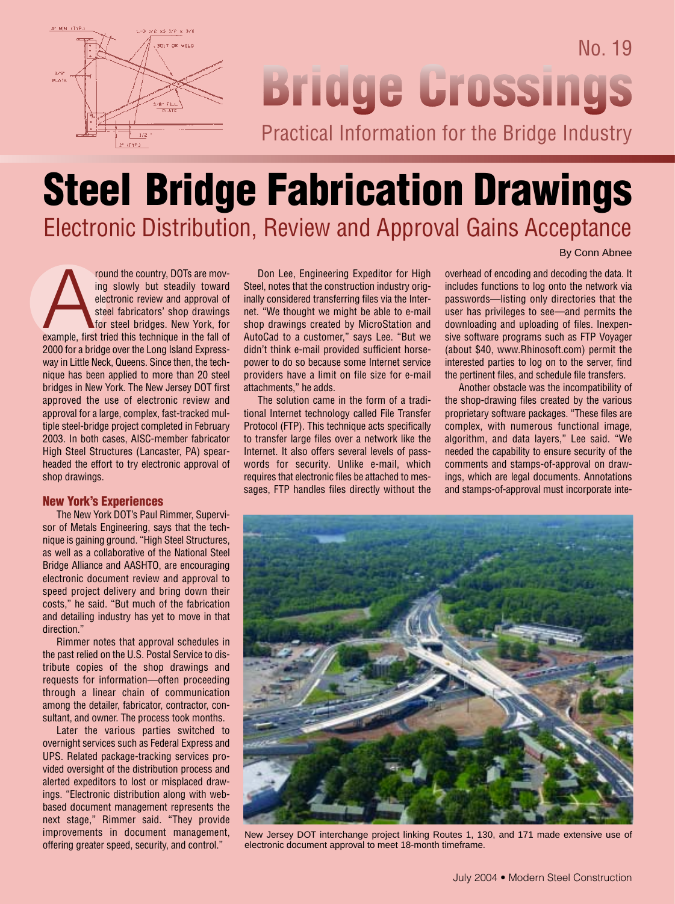No. 19

# Bridge Crossings

Practical Information for the Bridge Industry

# Steel Bridge Fabrication Drawings

## Electronic Distribution, Review and Approval Gains Acceptance

By Conn Abnee

Around the country, DOTs are moving slowly but steadily toward electronic review and approval of steel fabricators' shop drawings for steel bridges. New York, for example, first tried this technique in the fall of 2000 for a bridge over the Long Island Expressway in Little Neck, Queens. Since then, the technique has been applied to more than 20 steel bridges in New York. The New Jersey DOT first approved the use of electronic review and approval for a large, complex, fast-tracked multiple steel-bridge project completed in February 2003. In both cases, AISC-member fabricator High Steel Structures (Lancaster, PA) spearheaded the effort to try electronic approval of shop drawings.

### New York's Experiences

The New York DOT's Paul Rimmer, Supervisor of Metals Engineering, says that the technique is gaining ground. "High Steel Structures, as well as a collaborative of the National Steel Bridge Alliance and AASHTO, are encouraging electronic document review and approval to speed project delivery and bring down their costs," he said. "But much of the fabrication and detailing industry has yet to move in that direction."

Rimmer notes that approval schedules in the past relied on the U.S. Postal Service to distribute copies of the shop drawings and requests for information—often proceeding through a linear chain of communication among the detailer, fabricator, contractor, consultant, and owner. The process took months.

Later the various parties switched to overnight services such as Federal Express and UPS. Related package-tracking services provided oversight of the distribution process and alerted expeditors to lost or misplaced drawings. "Electronic distribution along with web-based document management represents the next stage," Rimmer said. "They provide improvements in document management, offering greater speed, security, and control."

Don Lee, Engineering Expeditor for High Steel, notes that the construction industry originally considered transferring files via the Internet. "We thought we might be able to e-mail shop drawings created by MicroStation and AutoCad to a customer," says Lee. "But we didn't think e-mail provided sufficient horsepower to do so because some Internet service providers have a limit on file size for e-mail attachments," he adds.

The solution came in the form of a traditional Internet technology called File Transfer Protocol (FTP). This technique acts specifically to transfer large files over a network like the Internet. It also offers several levels of passwords for security. Unlike e-mail, which requires that electronic files be attached to messages, FTP handles files directly without the overhead of encoding and decoding the data. It includes functions to log onto the network via passwords—listing only directories that the user has privileges to see—and permits the downloading and uploading of files. Inexpensive software programs such as FTP Voyager (about $40, www.Rhinosoft.com) permit the interested parties to log on to the server, find the pertinent files, and schedule file transfers.

Another obstacle was the incompatibility of the shop-drawing files created by the various proprietary software packages. "These files are complex, with numerous functional image, algorithm, and data layers," Lee said. "We needed the capability to ensure security of the comments and stamps-of-approval on drawings, which are legal documents. Annotations and stamps-of-approval must incorporate inte-

New Jersey DOT interchange project linking Routes 1, 130, and 171 made extensive use of electronic document approval to meet 18-month timeframe.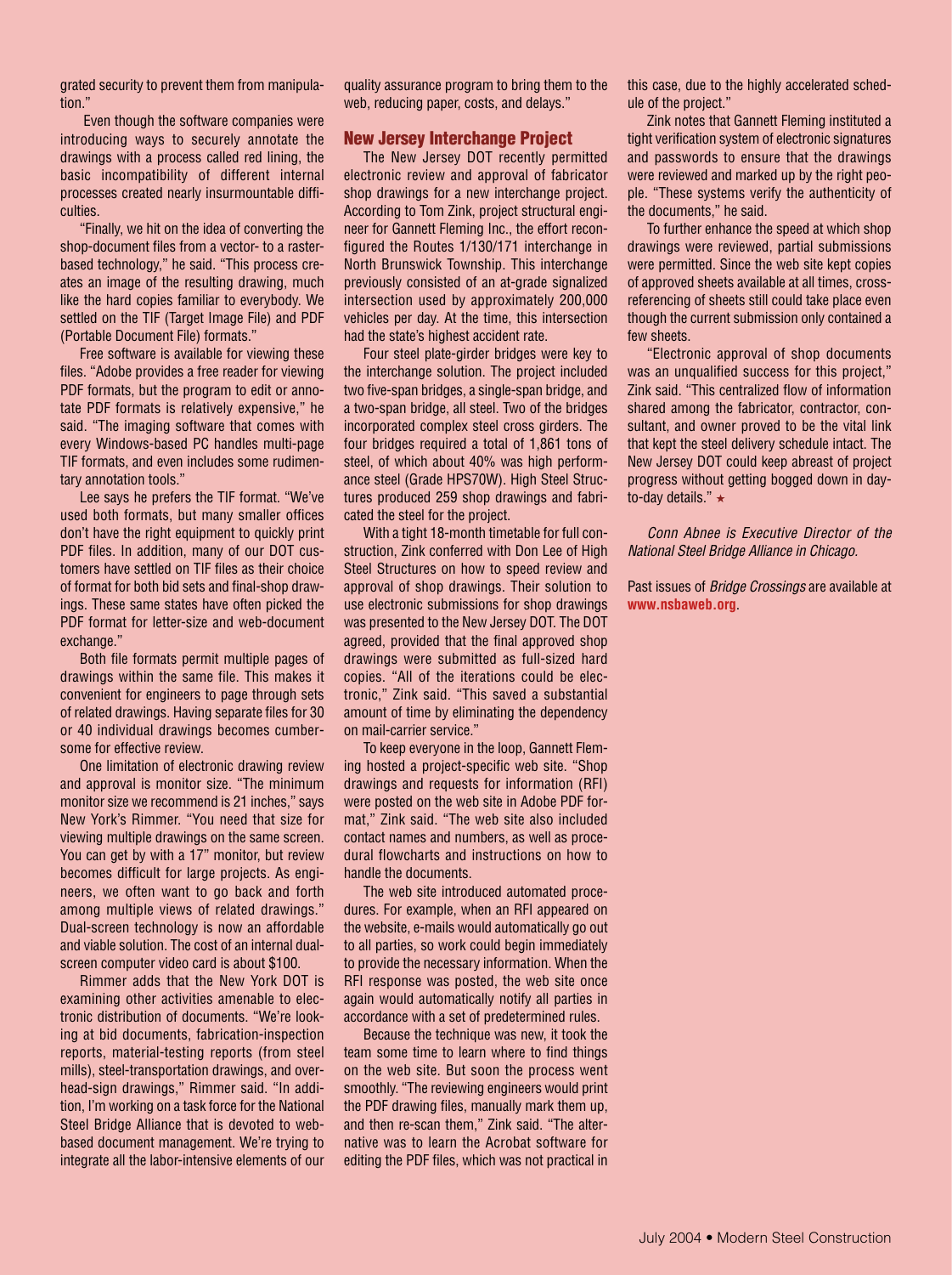grated security to prevent them from manipulation."

Even though the software companies were introducing ways to securely annotate the drawings with a process called red lining, the basic incompatibility of different internal processes created nearly insurmountable difficulties.

"Finally, we hit on the idea of converting the shop-document files from a vector- to a raster-based technology," he said. "This process creates an image of the resulting drawing, much like the hard copies familiar to everybody. We settled on the TIF (Target Image File) and PDF (Portable Document File) formats."

Free software is available for viewing these files. "Adobe provides a free reader for viewing PDF formats, but the program to edit or annotate PDF formats is relatively expensive," he said. "The imaging software that comes with every Windows-based PC handles multi-page TIF formats, and even includes some rudimentary annotation tools."

Lee says he prefers the TIF format. "We've used both formats, but many smaller offices don't have the right equipment to quickly print PDF files. In addition, many of our DOT customers have settled on TIF files as their choice of format for both bid sets and final-shop drawings. These same states have often picked the PDF format for letter-size and web-document exchange."

Both file formats permit multiple pages of drawings within the same file. This makes it convenient for engineers to page through sets of related drawings. Having separate files for 30 or 40 individual drawings becomes cumbersome for effective review.

One limitation of electronic drawing review and approval is monitor size. "The minimum monitor size we recommend is 21 inches," says New York's Rimmer. "You need that size for viewing multiple drawings on the same screen. You can get by with a 17" monitor, but review becomes difficult for large projects. As engineers, we often want to go back and forth among multiple views of related drawings." Dual-screen technology is now an affordable and viable solution. The cost of an internal dual-screen computer video card is about $100.

Rimmer adds that the New York DOT is examining other activities amenable to electronic distribution of documents. "We're looking at bid documents, fabrication-inspection reports, material-testing reports (from steel mills), steel-transportation drawings, and overhead-sign drawings," Rimmer said. "In addition, I'm working on a task force for the National Steel Bridge Alliance that is devoted to web-based document management. We're trying to integrate all the labor-intensive elements of our quality assurance program to bring them to the web, reducing paper, costs, and delays."

## New Jersey Interchange Project

The New Jersey DOT recently permitted electronic review and approval of fabricator shop drawings for a new interchange project. According to Tom Zink, project structural engineer for Gannett Fleming Inc., the effort reconfigured the Routes 1/130/171 interchange in North Brunswick Township. This interchange previously consisted of an at-grade signalized intersection used by approximately 200,000 vehicles per day. At the time, this intersection had the state's highest accident rate.

Four steel plate-girder bridges were key to the interchange solution. The project included two five-span bridges, a single-span bridge, and a two-span bridge, all steel. Two of the bridges incorporated complex steel cross girders. The four bridges required a total of 1,861 tons of steel, of which about 40% was high performance steel (Grade HPS70W). High Steel Structures produced 259 shop drawings and fabricated the steel for the project.

With a tight 18-month timetable for full construction, Zink conferred with Don Lee of High Steel Structures on how to speed review and approval of shop drawings. Their solution to use electronic submissions for shop drawings was presented to the New Jersey DOT. The DOT agreed, provided that the final approved shop drawings were submitted as full-sized hard copies. "All of the iterations could be electronic," Zink said. "This saved a substantial amount of time by eliminating the dependency on mail-carrier service."

To keep everyone in the loop, Gannett Fleming hosted a project-specific web site. "Shop drawings and requests for information (RFI) were posted on the web site in Adobe PDF format," Zink said. "The web site also included contact names and numbers, as well as procedural flowcharts and instructions on how to handle the documents.

The web site introduced automated procedures. For example, when an RFI appeared on the website, e-mails would automatically go out to all parties, so work could begin immediately to provide the necessary information. When the RFI response was posted, the web site once again would automatically notify all parties in accordance with a set of predetermined rules.

Because the technique was new, it took the team some time to learn where to find things on the web site. But soon the process went smoothly. "The reviewing engineers would print the PDF drawing files, manually mark them up, and then re-scan them," Zink said. "The alternative was to learn the Acrobat software for editing the PDF files, which was not practical in this case, due to the highly accelerated schedule of the project."

Zink notes that Gannett Fleming instituted a tight verification system of electronic signatures and passwords to ensure that the drawings were reviewed and marked up by the right people. "These systems verify the authenticity of the documents," he said.

To further enhance the speed at which shop drawings were reviewed, partial submissions were permitted. Since the web site kept copies of approved sheets available at all times, cross-referencing of sheets still could take place even though the current submission only contained a few sheets.

"Electronic approval of shop documents was an unqualified success for this project," Zink said. "This centralized flow of information shared among the fabricator, contractor, consultant, and owner proved to be the vital link that kept the steel delivery schedule intact. The New Jersey DOT could keep abreast of project progress without getting bogged down in day-to-day details." ★

*Conn Abnee is Executive Director of the National Steel Bridge Alliance in Chicago.*

Past issues of *Bridge Crossings* are available at **www.nsbaweb.org**.